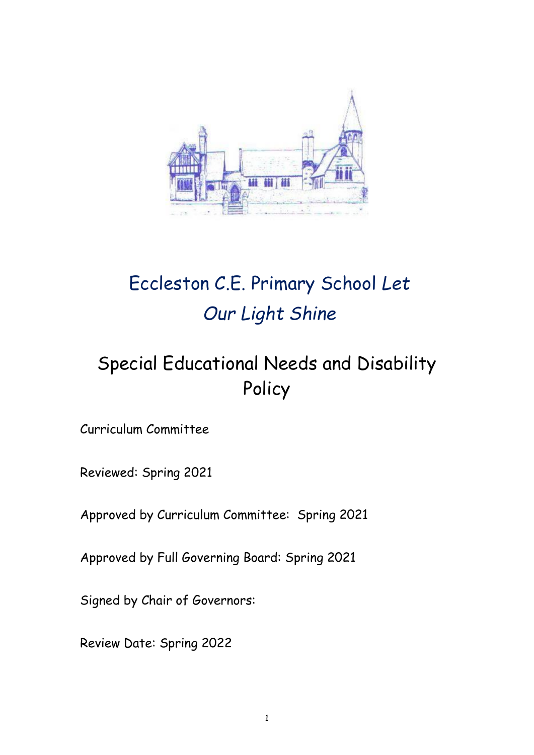# Eccleston C.E. Primary School *Let Our Light Shine*

## Special Educational Needs and Disability Policy

Curriculum Committee

Reviewed: Spring 2021

Approved by Curriculum Committee: Spring 2021

Approved by Full Governing Board: Spring 2021

Signed by Chair of Governors:

Review Date: Spring 2022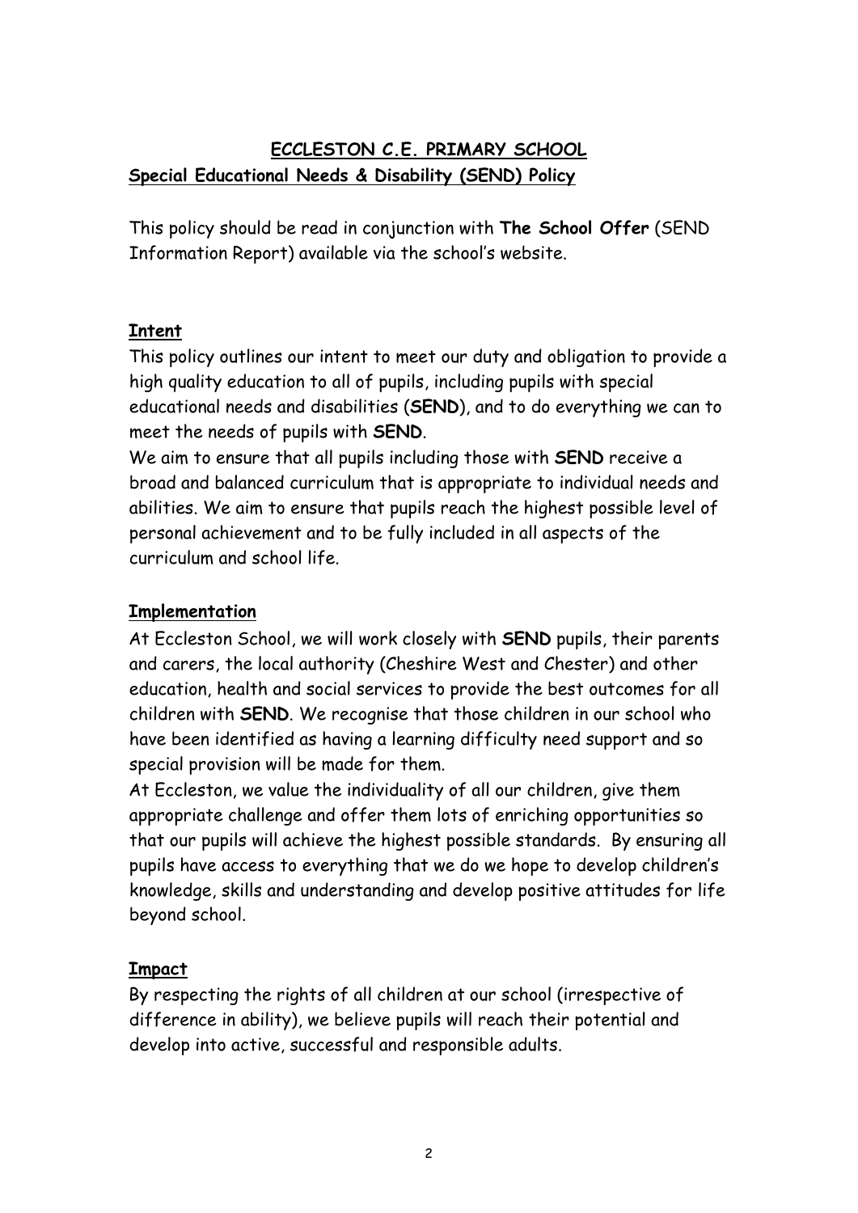# ECCLESTON C.E. PRIMARY SCHOOL

## Special Educational Needs & Disability (SEND) Policy

This policy should be read in conjunction with **The School Offer** (SEND Information Report) available via the school's website.

### Intent

This policy outlines our intent to meet our duty and obligation to provide a high quality education to all of pupils, including pupils with special educational needs and disabilities (**SEND**), and to do everything we can to meet the needs of pupils with **SEND**.

We aim to ensure that all pupils including those with **SEND** receive a broad and balanced curriculum that is appropriate to individual needs and abilities. We aim to ensure that pupils reach the highest possible level of personal achievement and to be fully included in all aspects of the curriculum and school life.

### Implementation

At Eccleston School, we will work closely with **SEND** pupils, their parents and carers, the local authority (Cheshire West and Chester) and other education, health and social services to provide the best outcomes for all children with **SEND**. We recognise that those children in our school who have been identified as having a learning difficulty need support and so special provision will be made for them.

At Eccleston, we value the individuality of all our children, give them appropriate challenge and offer them lots of enriching opportunities so that our pupils will achieve the highest possible standards. By ensuring all pupils have access to everything that we do we hope to develop children's knowledge, skills and understanding and develop positive attitudes for life beyond school.

### Impact

By respecting the rights of all children at our school (irrespective of difference in ability), we believe pupils will reach their potential and develop into active, successful and responsible adults.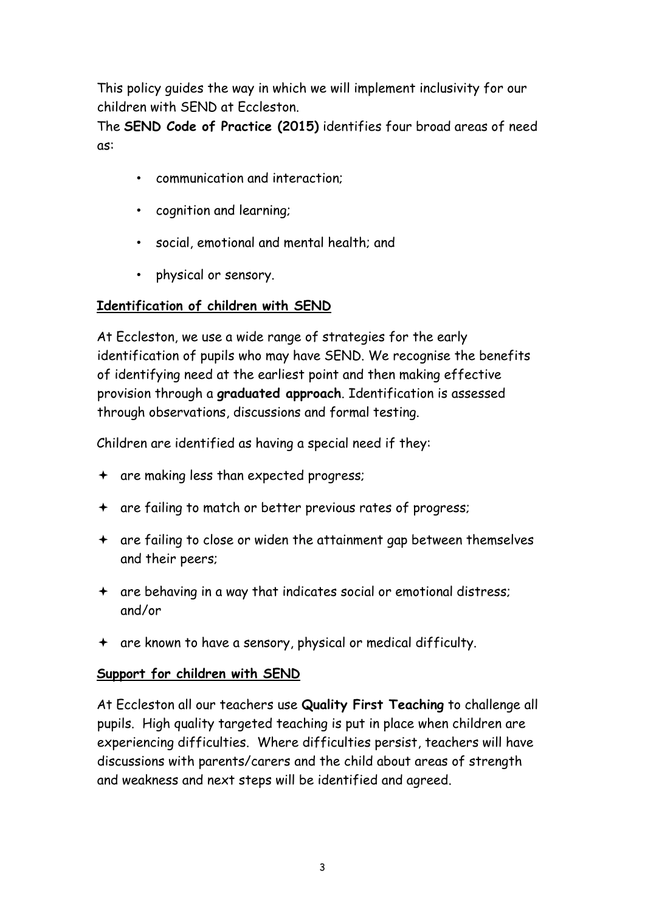This policy guides the way in which we will implement inclusivity for our children with SEND at Eccleston.

The **SEND Code of Practice (2015)** identifies four broad areas of need as:

- communication and interaction;
- cognition and learning;
- social, emotional and mental health; and
- physical or sensory.

## Identification of children with SEND

At Eccleston, we use a wide range of strategies for the early identification of pupils who may have SEND. We recognise the benefits of identifying need at the earliest point and then making effective provision through a **graduated approach**. Identification is assessed through observations, discussions and formal testing.

Children are identified as having a special need if they:

- are making less than expected progress;
- are failing to match or better previous rates of progress;
- are failing to close or widen the attainment gap between themselves and their peers;
- are behaving in a way that indicates social or emotional distress; and/or
- are known to have a sensory, physical or medical difficulty.

## Support for children with SEND

At Eccleston all our teachers use **Quality First Teaching** to challenge all pupils. High quality targeted teaching is put in place when children are experiencing difficulties. Where difficulties persist, teachers will have discussions with parents/carers and the child about areas of strength and weakness and next steps will be identified and agreed.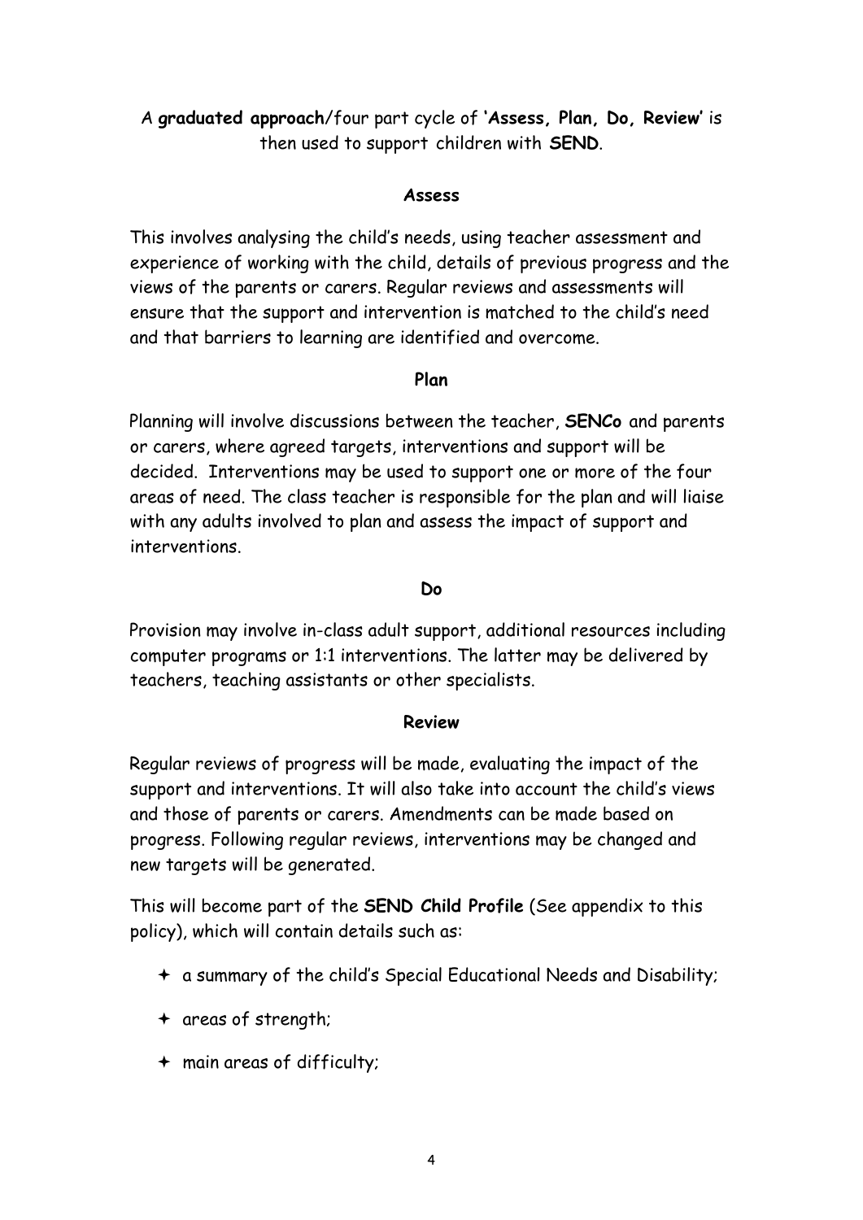A **graduated approach**/four part cycle of **'Assess, Plan, Do, Review'** is then used to support children with **SEND**.

### Assess

This involves analysing the child's needs, using teacher assessment and experience of working with the child, details of previous progress and the views of the parents or carers. Regular reviews and assessments will ensure that the support and intervention is matched to the child's need and that barriers to learning are identified and overcome.

### Plan

Planning will involve discussions between the teacher, **SENCo** and parents or carers, where agreed targets, interventions and support will be decided. Interventions may be used to support one or more of the four areas of need. The class teacher is responsible for the plan and will liaise with any adults involved to plan and assess the impact of support and interventions.

### Do

Provision may involve in-class adult support, additional resources including computer programs or 1:1 interventions. The latter may be delivered by teachers, teaching assistants or other specialists.

### Review

Regular reviews of progress will be made, evaluating the impact of the support and interventions. It will also take into account the child's views and those of parents or carers. Amendments can be made based on progress. Following regular reviews, interventions may be changed and new targets will be generated.

This will become part of the **SEND Child Profile** (See appendix to this policy), which will contain details such as:

- a summary of the child's Special Educational Needs and Disability;
- areas of strength;
- main areas of difficulty;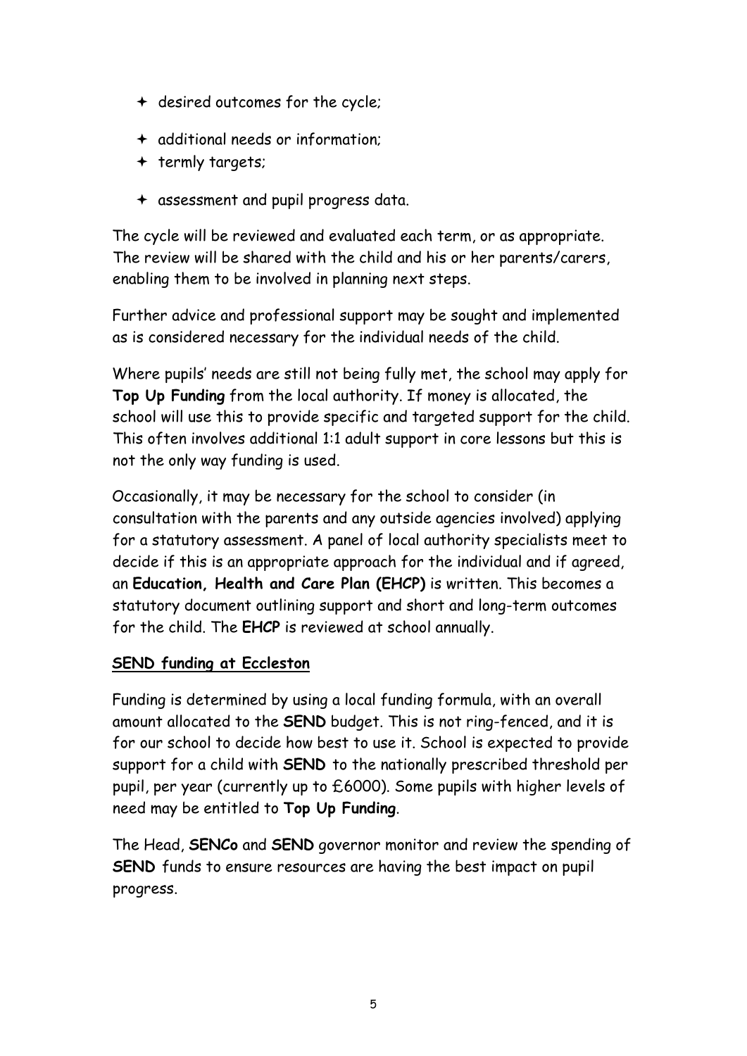- desired outcomes for the cycle;
- additional needs or information;
- termly targets;
- assessment and pupil progress data.

The cycle will be reviewed and evaluated each term, or as appropriate. The review will be shared with the child and his or her parents/carers, enabling them to be involved in planning next steps.

Further advice and professional support may be sought and implemented as is considered necessary for the individual needs of the child.

Where pupils' needs are still not being fully met, the school may apply for **Top Up Funding** from the local authority. If money is allocated, the school will use this to provide specific and targeted support for the child. This often involves additional 1:1 adult support in core lessons but this is not the only way funding is used.

Occasionally, it may be necessary for the school to consider (in consultation with the parents and any outside agencies involved) applying for a statutory assessment. A panel of local authority specialists meet to decide if this is an appropriate approach for the individual and if agreed, an **Education, Health and Care Plan (EHCP)** is written. This becomes a statutory document outlining support and short and long-term outcomes for the child. The **EHCP** is reviewed at school annually.

## SEND funding at Eccleston

Funding is determined by using a local funding formula, with an overall amount allocated to the **SEND** budget. This is not ring-fenced, and it is for our school to decide how best to use it. School is expected to provide support for a child with **SEND** to the nationally prescribed threshold per pupil, per year (currently up to £6000). Some pupils with higher levels of need may be entitled to **Top Up Funding**.

The Head, **SENCo** and **SEND** governor monitor and review the spending of **SEND** funds to ensure resources are having the best impact on pupil progress.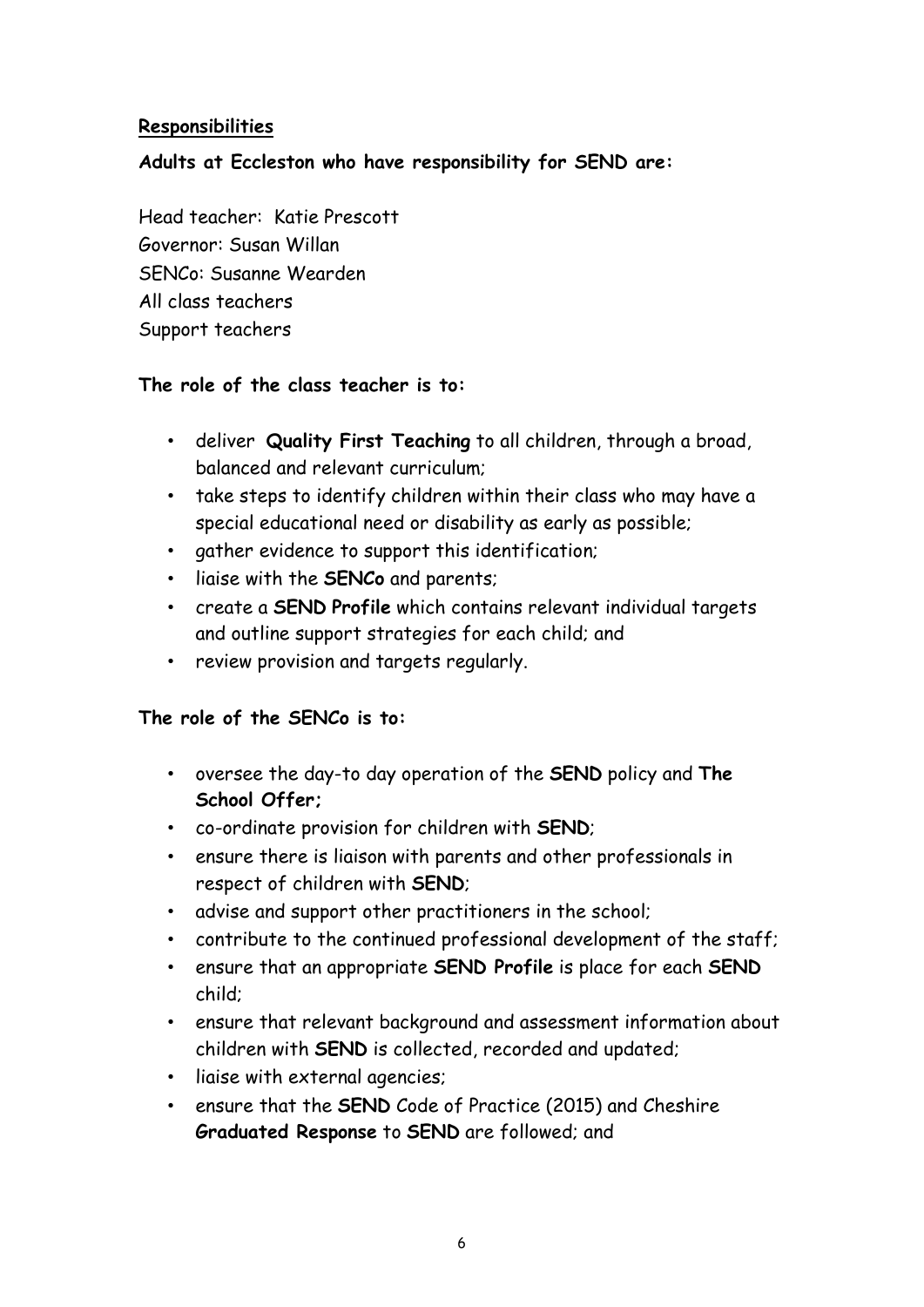## Responsibilities

**Adults at Eccleston who have responsibility for SEND are:**

Head teacher: Katie Prescott
Governor: Susan Willan
SENCo: Susanne Wearden
All class teachers
Support teachers

**The role of the class teacher is to:**

- deliver **Quality First Teaching** to all children, through a broad, balanced and relevant curriculum;
- take steps to identify children within their class who may have a special educational need or disability as early as possible;
- gather evidence to support this identification;
- liaise with the **SENCo** and parents;
- create a **SEND Profile** which contains relevant individual targets and outline support strategies for each child; and
- review provision and targets regularly.

**The role of the SENCo is to:**

- oversee the day-to day operation of the **SEND** policy and **The School Offer;**
- co-ordinate provision for children with **SEND**;
- ensure there is liaison with parents and other professionals in respect of children with **SEND**;
- advise and support other practitioners in the school;
- contribute to the continued professional development of the staff;
- ensure that an appropriate **SEND Profile** is place for each **SEND** child;
- ensure that relevant background and assessment information about children with **SEND** is collected, recorded and updated;
- liaise with external agencies;
- ensure that the **SEND** Code of Practice (2015) and Cheshire **Graduated Response** to **SEND** are followed; and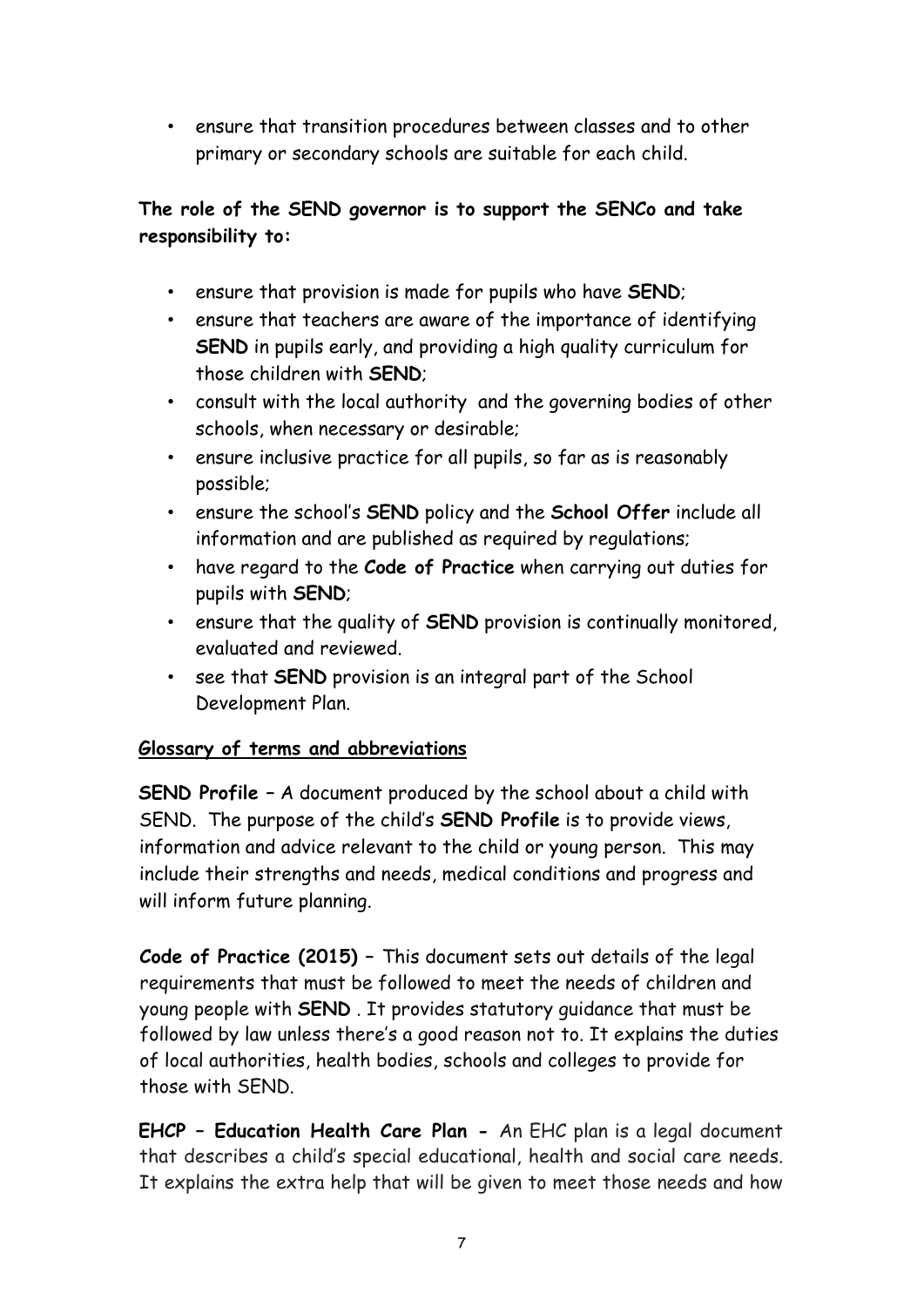- ensure that transition procedures between classes and to other primary or secondary schools are suitable for each child.

**The role of the SEND governor is to support the SENCo and take responsibility to:**

- ensure that provision is made for pupils who have **SEND**;
- ensure that teachers are aware of the importance of identifying **SEND** in pupils early, and providing a high quality curriculum for those children with **SEND**;
- consult with the local authority and the governing bodies of other schools, when necessary or desirable;
- ensure inclusive practice for all pupils, so far as is reasonably possible;
- ensure the school's **SEND** policy and the **School Offer** include all information and are published as required by regulations;
- have regard to the **Code of Practice** when carrying out duties for pupils with **SEND**;
- ensure that the quality of **SEND** provision is continually monitored, evaluated and reviewed.
- see that **SEND** provision is an integral part of the School Development Plan.

## Glossary of terms and abbreviations

**SEND Profile** – A document produced by the school about a child with SEND. The purpose of the child's **SEND Profile** is to provide views, information and advice relevant to the child or young person. This may include their strengths and needs, medical conditions and progress and will inform future planning.

**Code of Practice (2015)** – This document sets out details of the legal requirements that must be followed to meet the needs of children and young people with **SEND** . It provides statutory guidance that must be followed by law unless there's a good reason not to. It explains the duties of local authorities, health bodies, schools and colleges to provide for those with SEND.

**EHCP – Education Health Care Plan -** An EHC plan is a legal document that describes a child's special educational, health and social care needs. It explains the extra help that will be given to meet those needs and how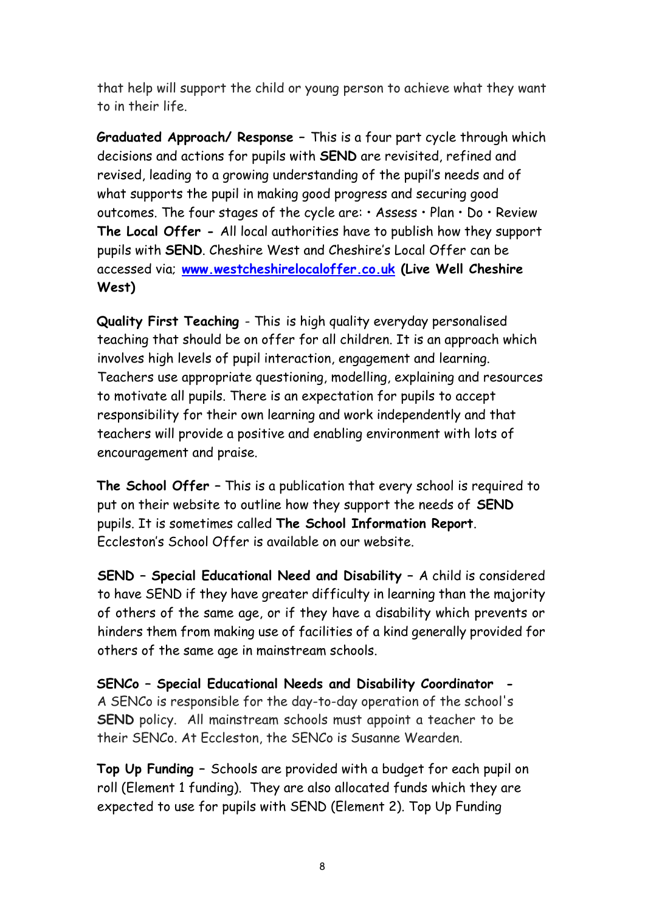that help will support the child or young person to achieve what they want to in their life.

**Graduated Approach/ Response –** This is a four part cycle through which decisions and actions for pupils with **SEND** are revisited, refined and revised, leading to a growing understanding of the pupil's needs and of what supports the pupil in making good progress and securing good outcomes. The four stages of the cycle are: • Assess • Plan • Do • Review
**The Local Offer -** All local authorities have to publish how they support pupils with **SEND**. Cheshire West and Cheshire's Local Offer can be accessed via; **[www.westcheshirelocaloffer.co.uk](http://www.westcheshirelocaloffer.co.uk) (Live Well Cheshire West)**

**Quality First Teaching** - This is high quality everyday personalised teaching that should be on offer for all children. It is an approach which involves high levels of pupil interaction, engagement and learning. Teachers use appropriate questioning, modelling, explaining and resources to motivate all pupils. There is an expectation for pupils to accept responsibility for their own learning and work independently and that teachers will provide a positive and enabling environment with lots of encouragement and praise.

**The School Offer –** This is a publication that every school is required to put on their website to outline how they support the needs of **SEND** pupils. It is sometimes called **The School Information Report**. Eccleston's School Offer is available on our website.

**SEND – Special Educational Need and Disability –** A child is considered to have SEND if they have greater difficulty in learning than the majority of others of the same age, or if they have a disability which prevents or hinders them from making use of facilities of a kind generally provided for others of the same age in mainstream schools.

**SENCo – Special Educational Needs and Disability Coordinator -**
A SENCo is responsible for the day-to-day operation of the school's **SEND** policy. All mainstream schools must appoint a teacher to be their SENCo. At Eccleston, the SENCo is Susanne Wearden.

**Top Up Funding –** Schools are provided with a budget for each pupil on roll (Element 1 funding). They are also allocated funds which they are expected to use for pupils with SEND (Element 2). Top Up Funding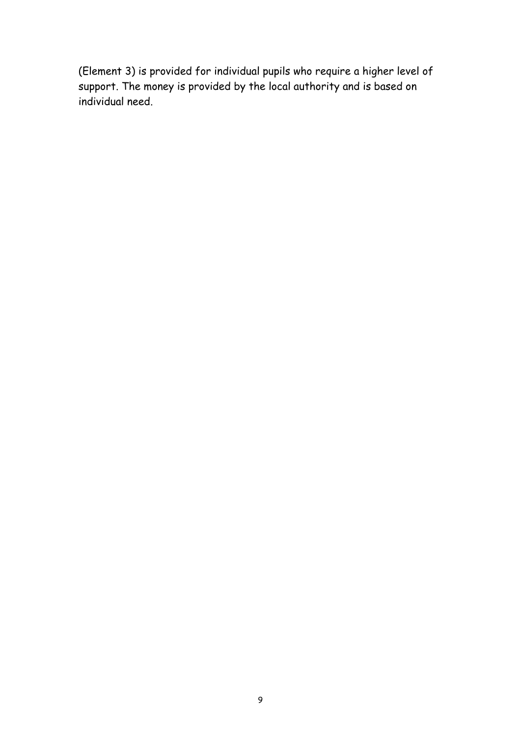(Element 3) is provided for individual pupils who require a higher level of support. The money is provided by the local authority and is based on individual need.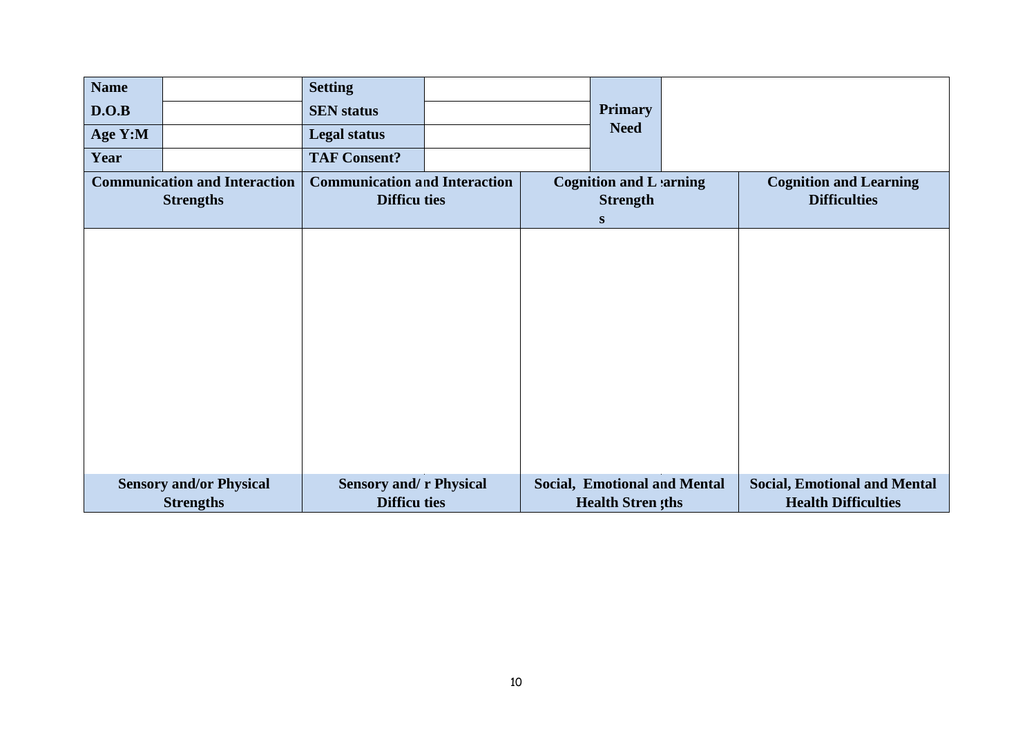| Name | | Setting | | Primary Need | |
|---|---|---|---|---|---|
| D.O.B | | SEN status | | | |
| Age Y:M | | Legal status | | | |
| Year | | TAF Consent? | | | |

| Communication and Interaction Strengths | Communication and Interaction Difficulties | Cognition and Learning Strengths | Cognition and Learning Difficulties |
|---|---|---|---|
| | | | |
| **Sensory and/or Physical Strengths** | **Sensory and/or Physical Difficulties** | **Social, Emotional and Mental Health Strengths** | **Social, Emotional and Mental Health Difficulties** |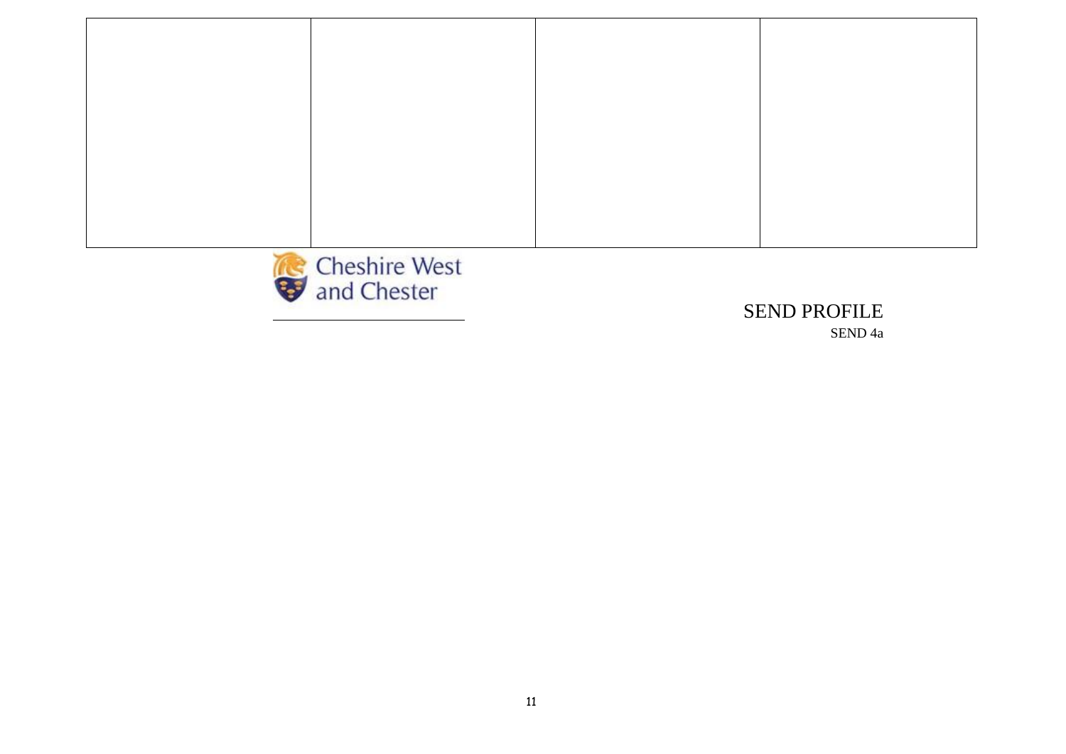| | | | |
|---|---|---|---|
| | | | |

Cheshire West and Chester

SEND PROFILE

SEND 4a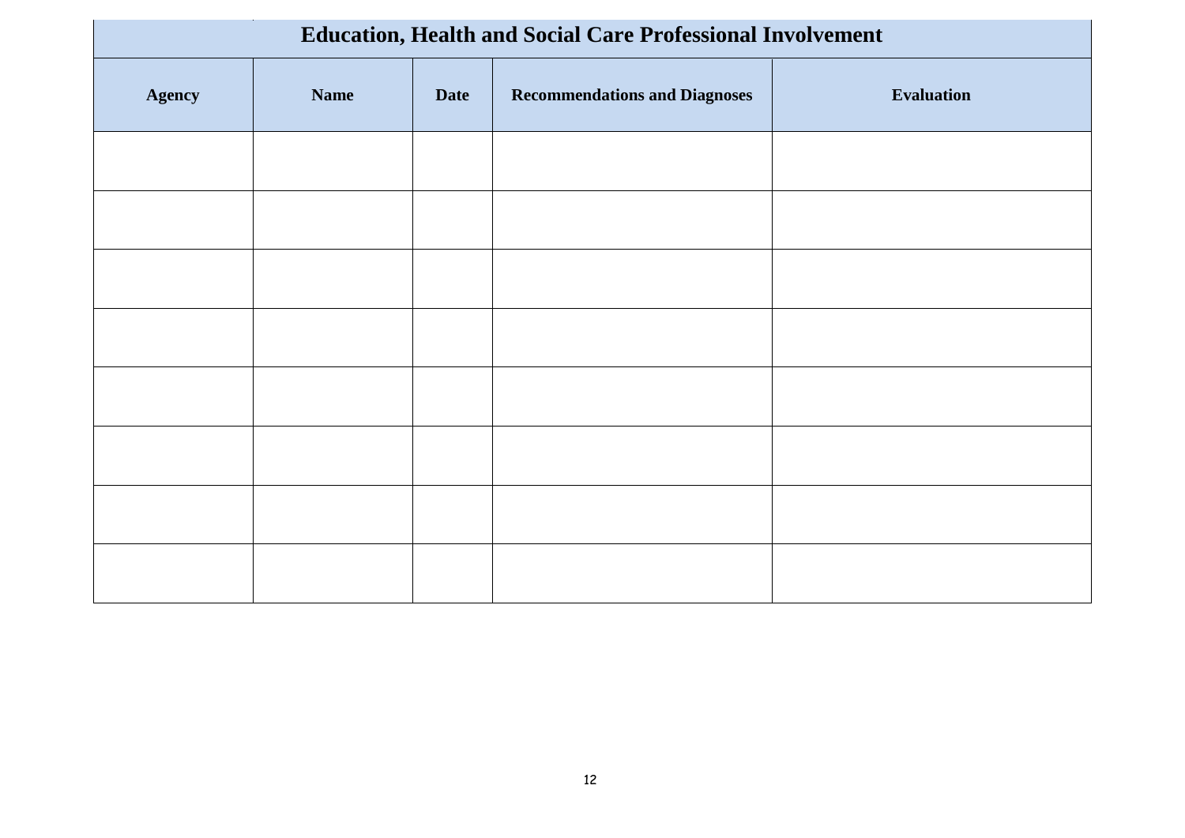## Education, Health and Social Care Professional Involvement

| Agency | Name | Date | Recommendations and Diagnoses | Evaluation |
|---|---|---|---|---|
| | | | | |
| | | | | |
| | | | | |
| | | | | |
| | | | | |
| | | | | |
| | | | | |
| | | | | |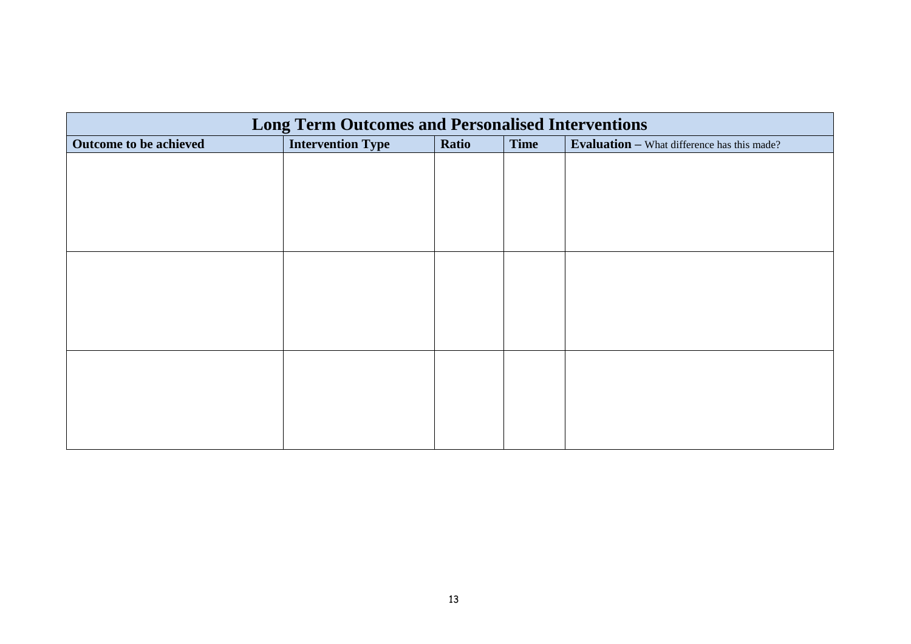| Long Term Outcomes and Personalised Interventions | | | | |
|---|---|---|---|---|
| **Outcome to be achieved** | **Intervention Type** | **Ratio** | **Time** | **Evaluation –** What difference has this made? |
| | | | | |
| | | | | |
| | | | | |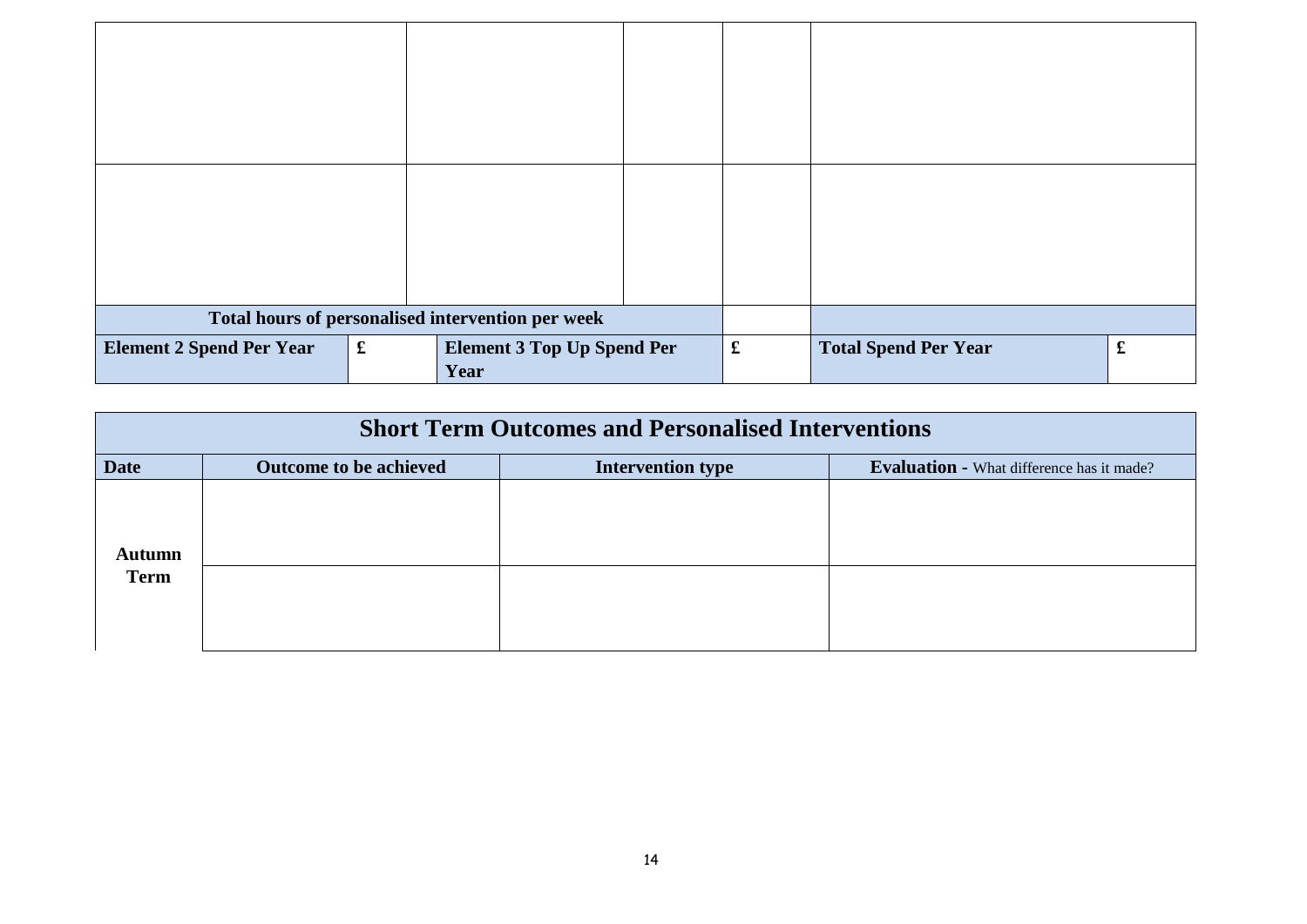| | | | | |
|---|---|---|---|---|
| | | | | |
| | | | | |
| Total hours of personalised intervention per week | | | | |
| Element 2 Spend Per Year | £ | Element 3 Top Up Spend Per Year | £ | Total Spend Per Year | £ |

| Short Term Outcomes and Personalised Interventions | | | |
|---|---|---|---|
| **Date** | **Outcome to be achieved** | **Intervention type** | **Evaluation** - What difference has it made? |
| **Autumn Term** | | | |
| | | | |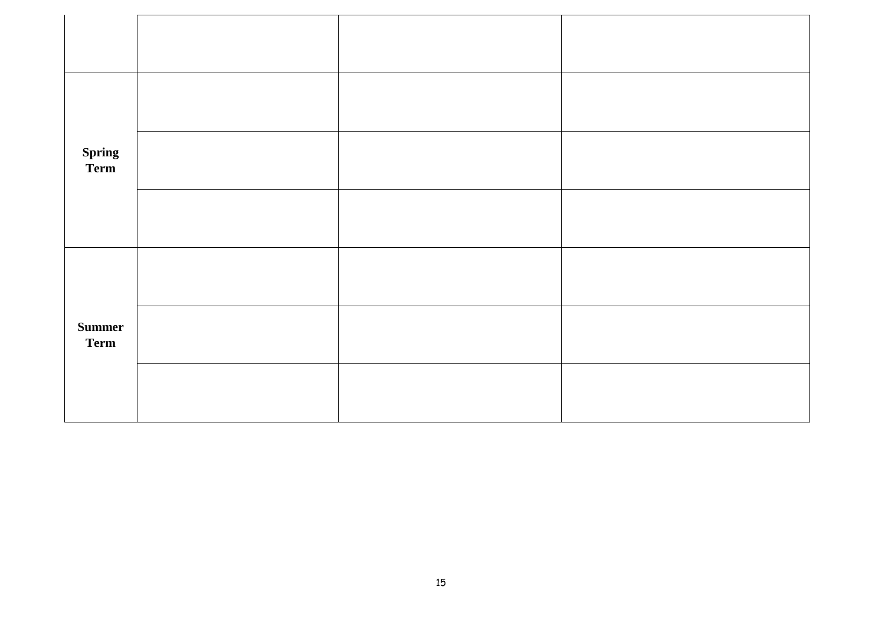| | | | |
|---|---|---|---|
| | | | |
| | | | |
| **Spring Term** | | | |
| | | | |
| | | | |
| **Summer Term** | | | |
| | | | |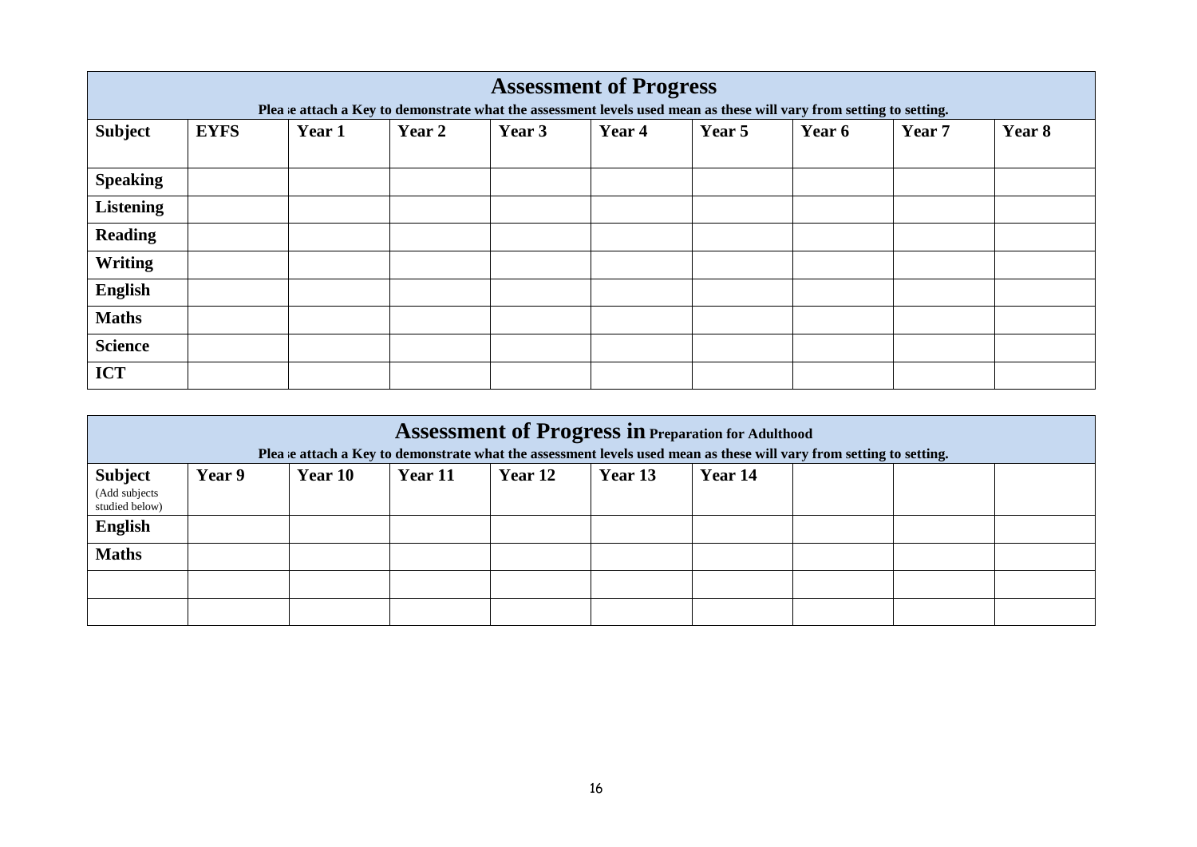## Assessment of Progress

**Please attach a Key to demonstrate what the assessment levels used mean as these will vary from setting to setting.**

| Subject | EYFS | Year 1 | Year 2 | Year 3 | Year 4 | Year 5 | Year 6 | Year 7 | Year 8 |
|---|---|---|---|---|---|---|---|---|---|
| **Speaking** | | | | | | | | | |
| **Listening** | | | | | | | | | |
| **Reading** | | | | | | | | | |
| **Writing** | | | | | | | | | |
| **English** | | | | | | | | | |
| **Maths** | | | | | | | | | |
| **Science** | | | | | | | | | |
| **ICT** | | | | | | | | | |

## Assessment of Progress in Preparation for Adulthood

**Please attach a Key to demonstrate what the assessment levels used mean as these will vary from setting to setting.**

| Subject (Add subjects studied below) | Year 9 | Year 10 | Year 11 | Year 12 | Year 13 | Year 14 | | | |
|---|---|---|---|---|---|---|---|---|---|
| **English** | | | | | | | | | |
| **Maths** | | | | | | | | | |
| | | | | | | | | | |
| | | | | | | | | | |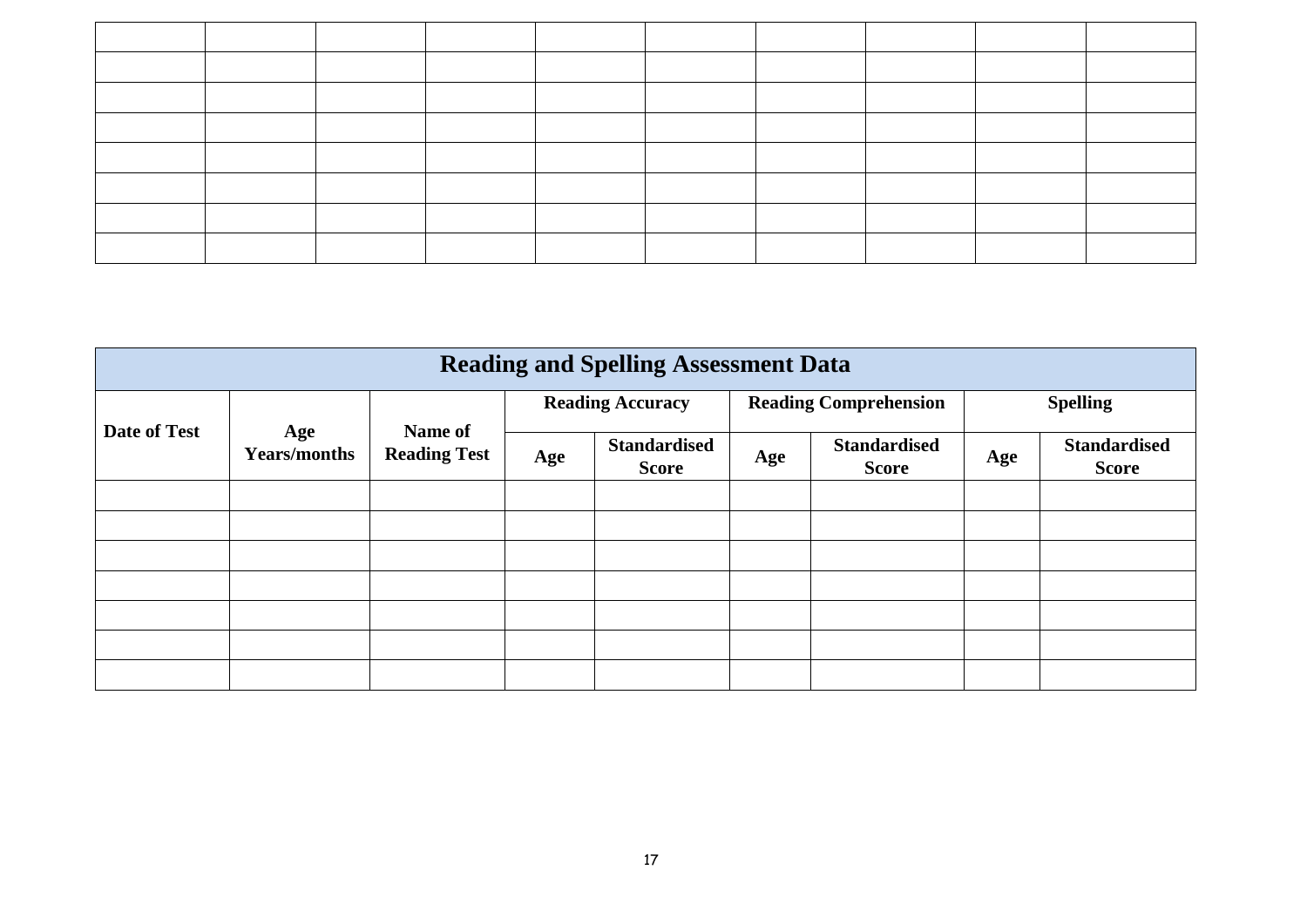| | | | | | | | | | |
|---|---|---|---|---|---|---|---|---|---|
| | | | | | | | | | |
| | | | | | | | | | |
| | | | | | | | | | |
| | | | | | | | | | |
| | | | | | | | | | |
| | | | | | | | | | |
| | | | | | | | | | |

| Reading and Spelling Assessment Data | | | | | | | | |
|---|---|---|---|---|---|---|---|---|
| **Date of Test** | **Age Years/months** | **Name of Reading Test** | **Reading Accuracy** | | **Reading Comprehension** | | **Spelling** | |
| | | | **Age** | **Standardised Score** | **Age** | **Standardised Score** | **Age** | **Standardised Score** |
| | | | | | | | | |
| | | | | | | | | |
| | | | | | | | | |
| | | | | | | | | |
| | | | | | | | | |
| | | | | | | | | |
| | | | | | | | | |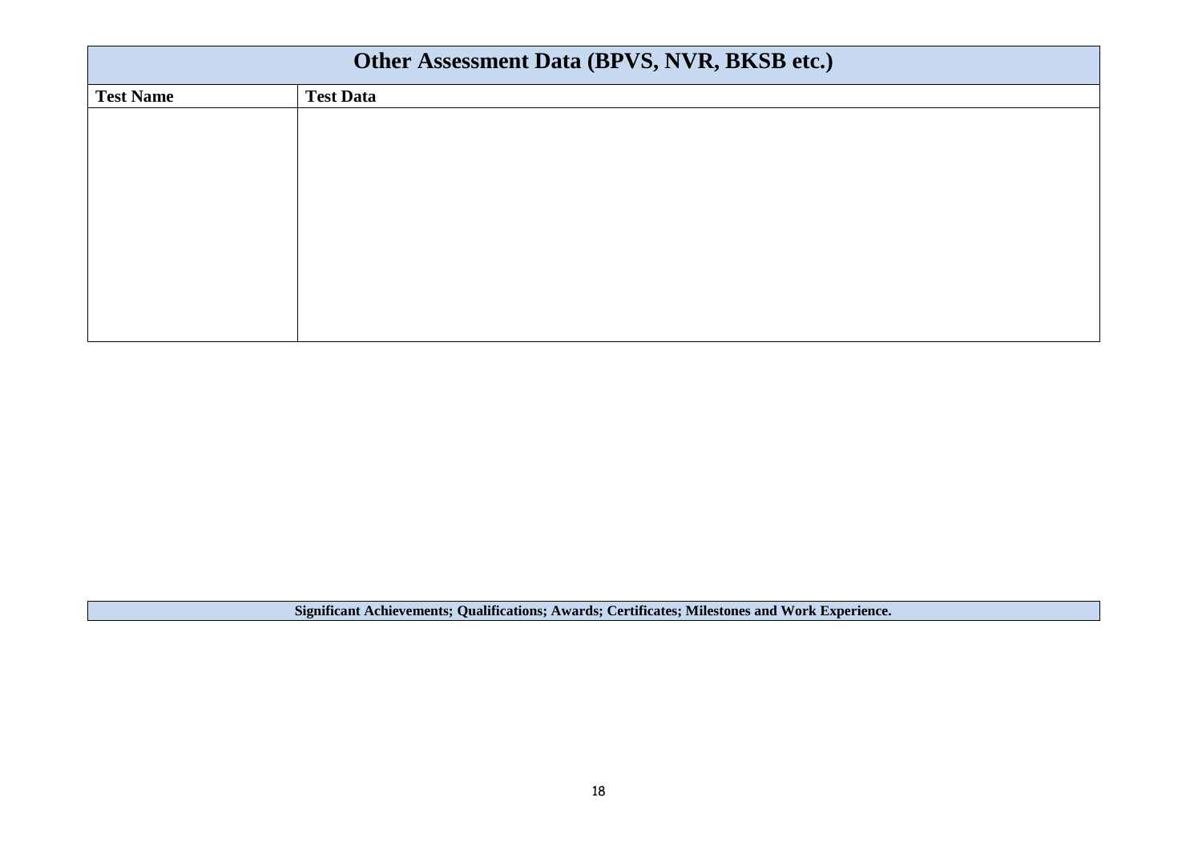| Other Assessment Data (BPVS, NVR, BKSB etc.) | |
|---|---|
| **Test Name** | **Test Data** |
| | |

| Significant Achievements; Qualifications; Awards; Certificates; Milestones and Work Experience. |
|---|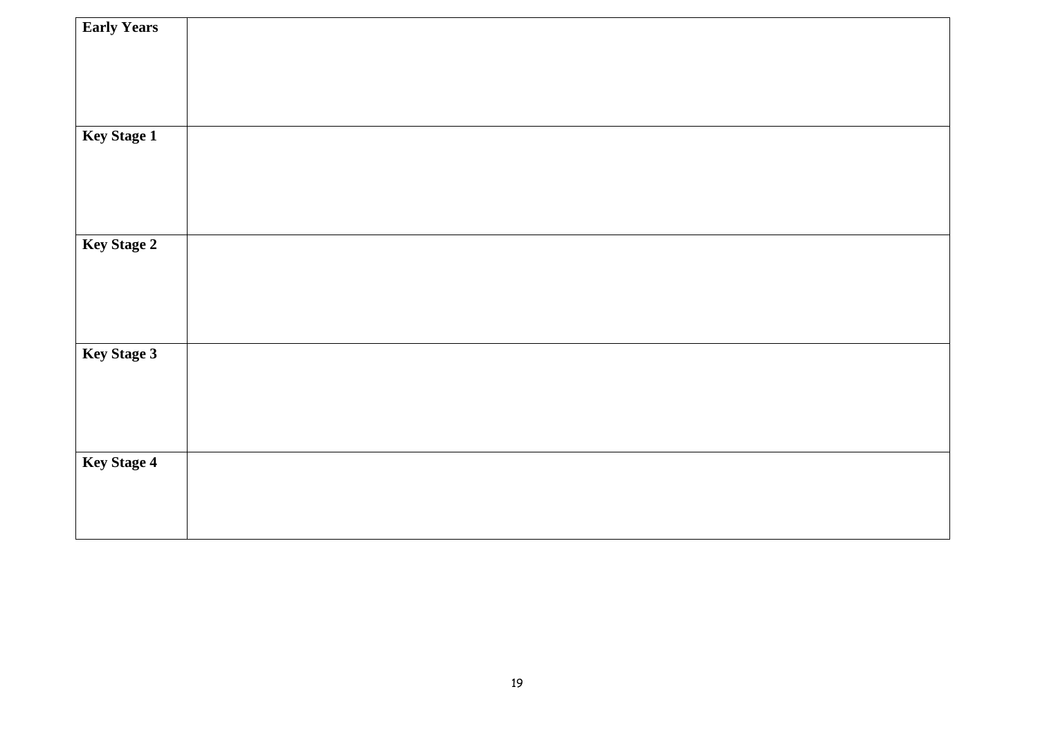| **Early Years** | |
|---|---|
| **Key Stage 1** | |
| **Key Stage 2** | |
| **Key Stage 3** | |
| **Key Stage 4** | |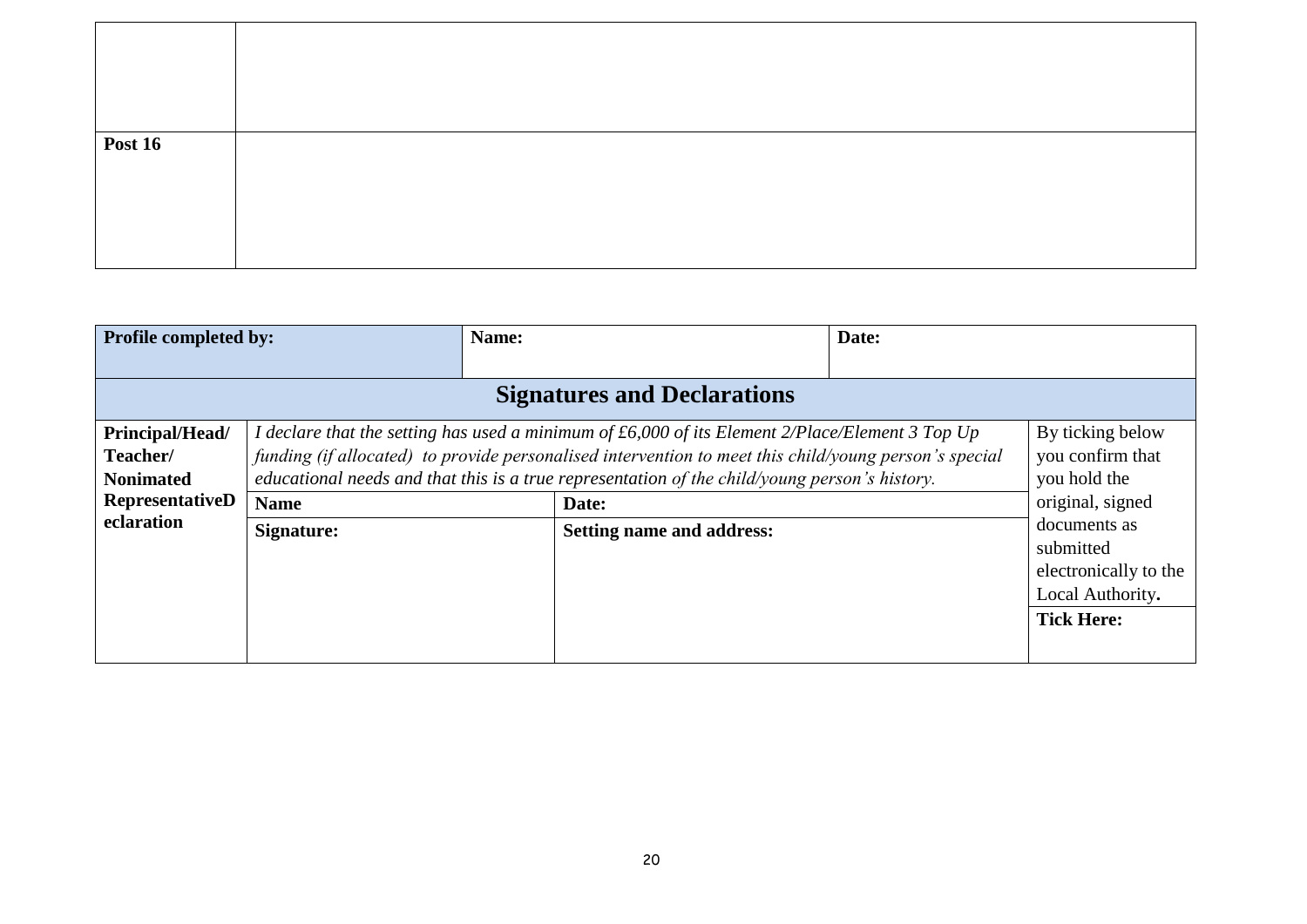| | |
|---|---|
| | |
| **Post 16** | |

| **Profile completed by:** | **Name:** | **Date:** |
|---|---|---|

| **Signatures and Declarations** | | | |
|---|---|---|---|
| **Principal/Head/ Teacher/ Nonimated RepresentativeDeclaration** | *I declare that the setting has used a minimum of £6,000 of its Element 2/Place/Element 3 Top Up funding (if allocated) to provide personalised intervention to meet this child/young person's special educational needs and that this is a true representation of the child/young person's history.* | | By ticking below you confirm that you hold the original, signed documents as submitted electronically to the Local Authority**.** |
| | **Name** | **Date:** | |
| | **Signature:** | **Setting name and address:** | **Tick Here:** |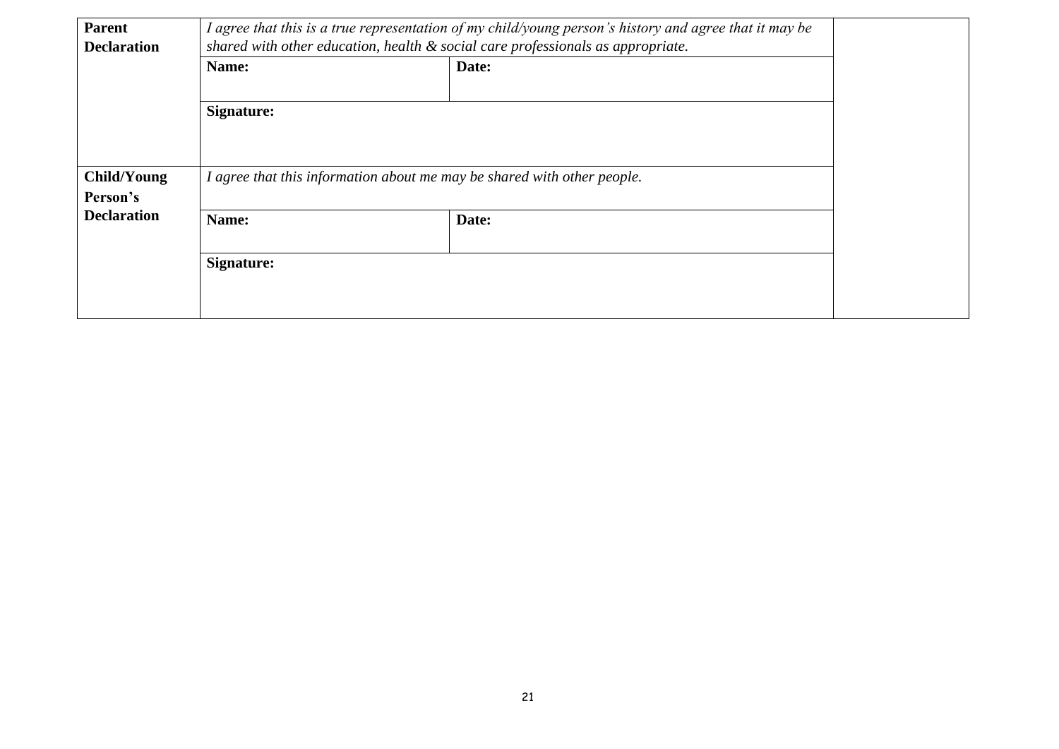| | | | |
|---|---|---|---|
| **Parent Declaration** | *I agree that this is a true representation of my child/young person's history and agree that it may be shared with other education, health & social care professionals as appropriate.* | | |
| | **Name:** | **Date:** | |
| | **Signature:** | | |
| **Child/Young Person's Declaration** | *I agree that this information about me may be shared with other people.* | | |
| | **Name:** | **Date:** | |
| | **Signature:** | | |